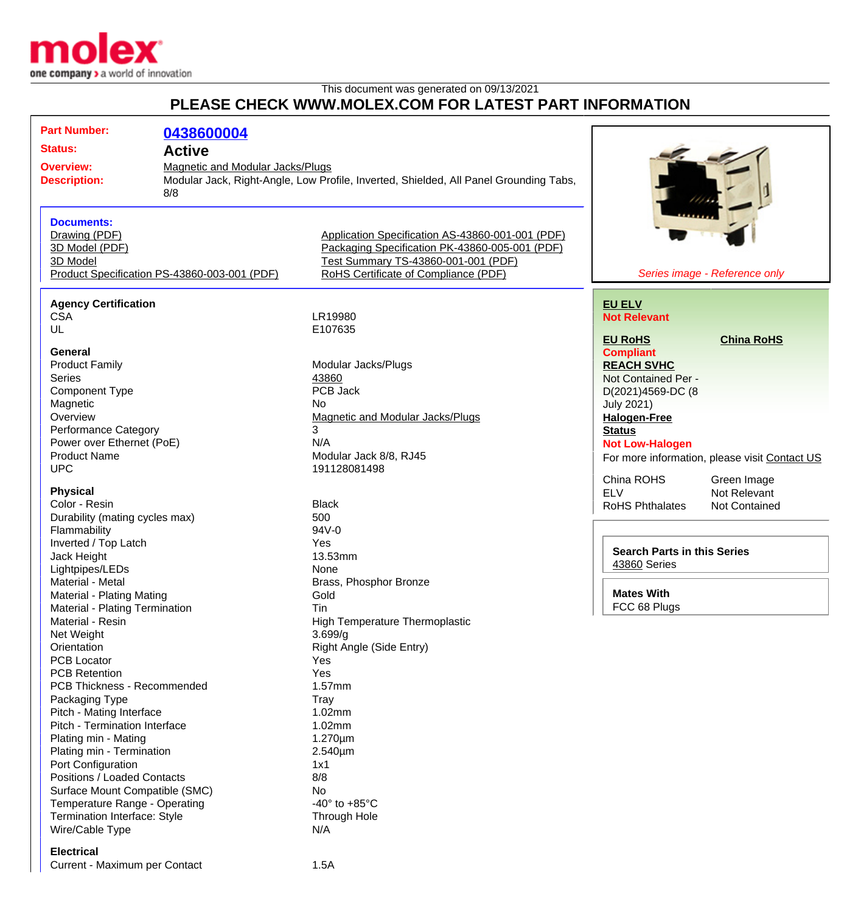This document was generated on 09/13/2021

# PLEASE CHECK WWW.MOLEX.COM FOR LATEST PART INFORMATION

**Part Number:** 0438600004

**Status:** Active

**Overview:** Magnetic and Modular Jacks/Plugs

**Description:** Modular Jack, Right-Angle, Low Profile, Inverted, Shielded, All Panel Grounding Tabs, 8/8

## Documents:

- Drawing (PDF)
- 3D Model (PDF)
- 3D Model
- Product Specification PS-43860-003-001 (PDF)
- Application Specification AS-43860-001-001 (PDF)
- Packaging Specification PK-43860-005-001 (PDF)
- Test Summary TS-43860-001-001 (PDF)
- RoHS Certificate of Compliance (PDF)

*Series image - Reference only*

**EU ELV**
**Not Relevant**

**EU RoHS** **China RoHS**
**Compliant**

**REACH SVHC**
Not Contained Per - D(2021)4569-DC (8 July 2021)

**Halogen-Free Status**
**Not Low-Halogen**

For more information, please visit Contact US

| | |
|---|---|
| China ROHS | Green Image |
| ELV | Not Relevant |
| RoHS Phthalates | Not Contained |

**Search Parts in this Series**
43860 Series

**Mates With**
FCC 68 Plugs

### Agency Certification

| | |
|---|---|
| CSA | LR19980 |
| UL | E107635 |

### General

| | |
|---|---|
| Product Family | Modular Jacks/Plugs |
| Series | 43860 |
| Component Type | PCB Jack |
| Magnetic | No |
| Overview | Magnetic and Modular Jacks/Plugs |
| Performance Category | 3 |
| Power over Ethernet (PoE) | N/A |
| Product Name | Modular Jack 8/8, RJ45 |
| UPC | 191128081498 |

### Physical

| | |
|---|---|
| Color - Resin | Black |
| Durability (mating cycles max) | 500 |
| Flammability | 94V-0 |
| Inverted / Top Latch | Yes |
| Jack Height | 13.53mm |
| Lightpipes/LEDs | None |
| Material - Metal | Brass, Phosphor Bronze |
| Material - Plating Mating | Gold |
| Material - Plating Termination | Tin |
| Material - Resin | High Temperature Thermoplastic |
| Net Weight | 3.699/g |
| Orientation | Right Angle (Side Entry) |
| PCB Locator | Yes |
| PCB Retention | Yes |
| PCB Thickness - Recommended | 1.57mm |
| Packaging Type | Tray |
| Pitch - Mating Interface | 1.02mm |
| Pitch - Termination Interface | 1.02mm |
| Plating min - Mating | 1.270µm |
| Plating min - Termination | 2.540µm |
| Port Configuration | 1x1 |
| Positions / Loaded Contacts | 8/8 |
| Surface Mount Compatible (SMC) | No |
| Temperature Range - Operating | -40° to +85°C |
| Termination Interface: Style | Through Hole |
| Wire/Cable Type | N/A |

### Electrical

| | |
|---|---|
| Current - Maximum per Contact | 1.5A |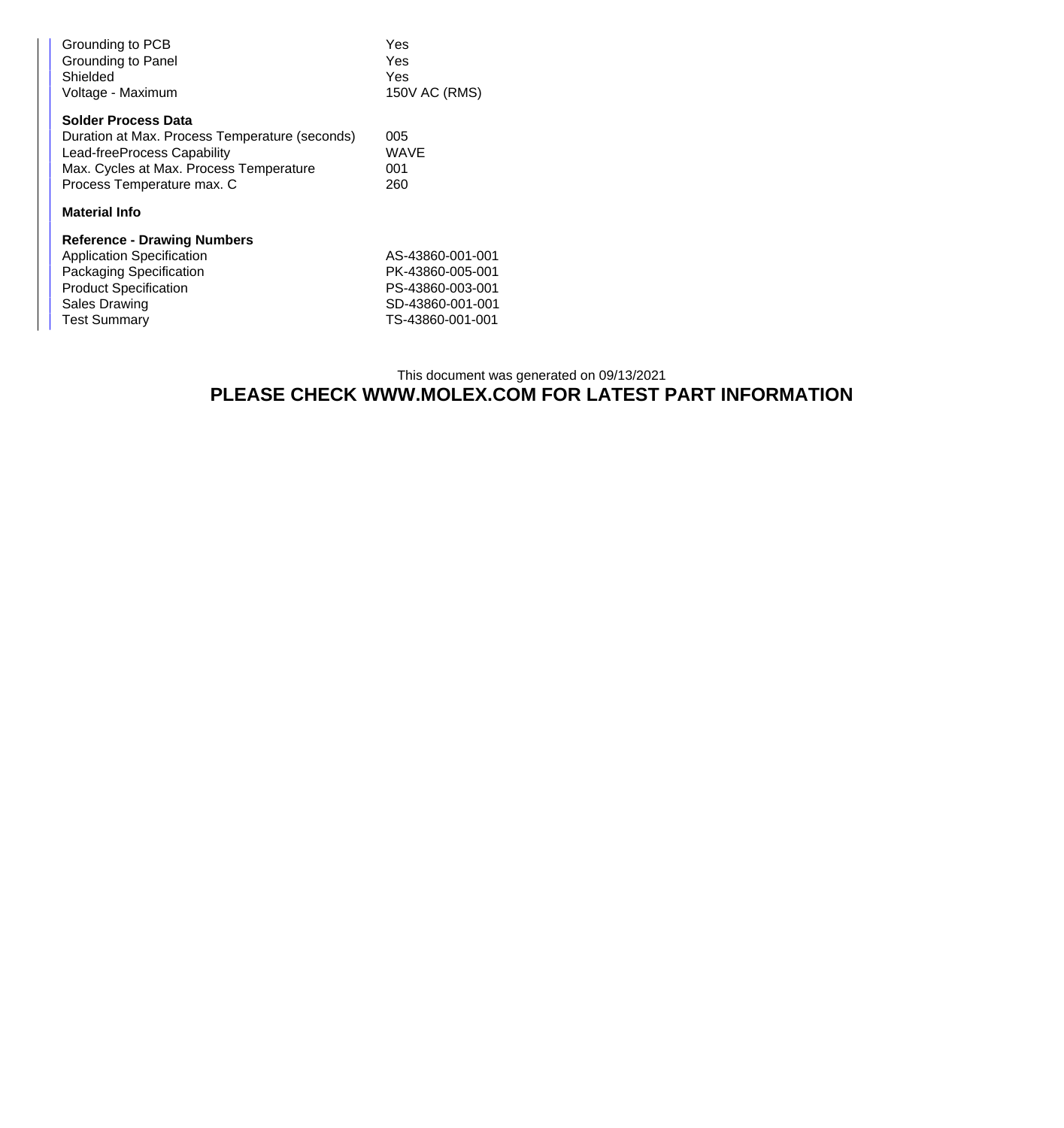| | |
|---|---|
| Grounding to PCB | Yes |
| Grounding to Panel | Yes |
| Shielded | Yes |
| Voltage - Maximum | 150V AC (RMS) |

**Solder Process Data**

| | |
|---|---|
| Duration at Max. Process Temperature (seconds) | 005 |
| Lead-freeProcess Capability | WAVE |
| Max. Cycles at Max. Process Temperature | 001 |
| Process Temperature max. C | 260 |

**Material Info**

**Reference - Drawing Numbers**

| | |
|---|---|
| Application Specification | AS-43860-001-001 |
| Packaging Specification | PK-43860-005-001 |
| Product Specification | PS-43860-003-001 |
| Sales Drawing | SD-43860-001-001 |
| Test Summary | TS-43860-001-001 |

This document was generated on 09/13/2021

**PLEASE CHECK WWW.MOLEX.COM FOR LATEST PART INFORMATION**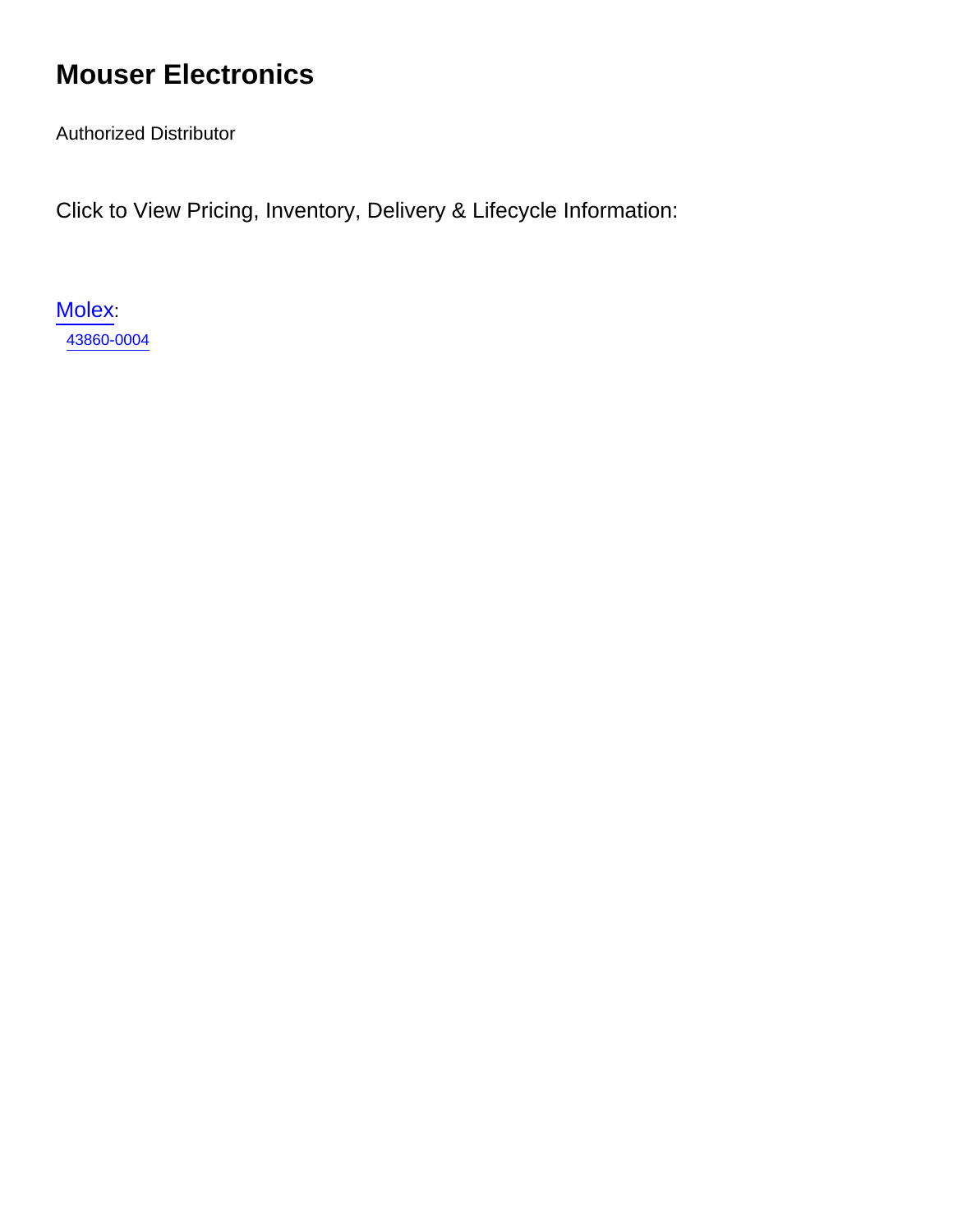# Mouser Electronics

Authorized Distributor

Click to View Pricing, Inventory, Delivery & Lifecycle Information:

Molex:

43860-0004